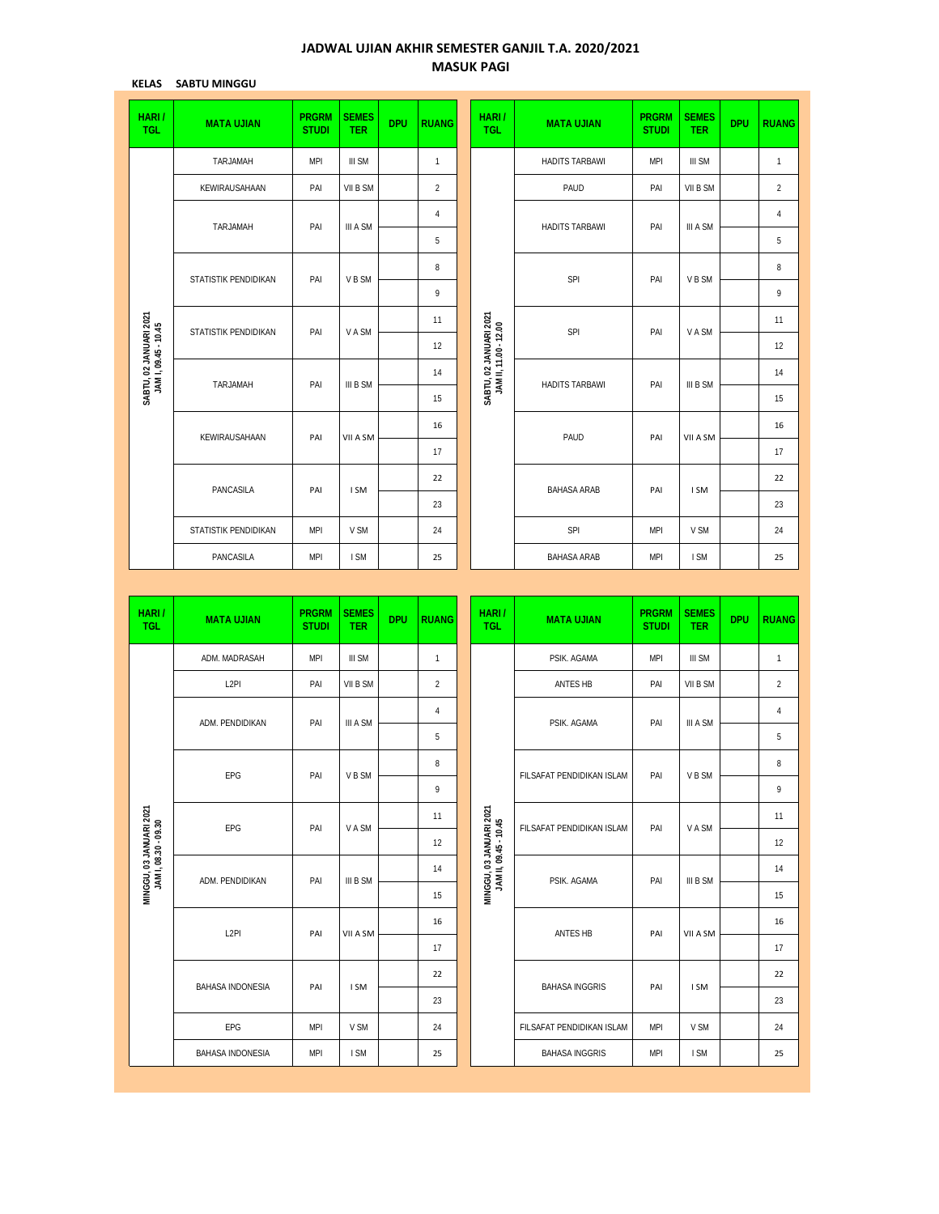# JADWAL UJIAN AKHIR SEMESTER GANJIL T.A. 2020/2021

## MASUK PAGI

**KELAS SABTU MINGGU**

| HARI / TGL | MATA UJIAN | PRGRM STUDI | SEMES TER | DPU | RUANG |
|---|---|---|---|---|---|
| SABTU, 02 JANUARI 2021 JAM I, 09.45 - 10.45 | TARJAMAH | MPI | III SM | | 1 |
| | KEWIRAUSAHAAN | PAI | VII B SM | | 2 |
| | TARJAMAH | PAI | III A SM | | 4 |
| | | | | | 5 |
| | STATISTIK PENDIDIKAN | PAI | V B SM | | 8 |
| | | | | | 9 |
| | STATISTIK PENDIDIKAN | PAI | V A SM | | 11 |
| | | | | | 12 |
| | TARJAMAH | PAI | III B SM | | 14 |
| | | | | | 15 |
| | KEWIRAUSAHAAN | PAI | VII A SM | | 16 |
| | | | | | 17 |
| | PANCASILA | PAI | I SM | | 22 |
| | | | | | 23 |
| | STATISTIK PENDIDIKAN | MPI | V SM | | 24 |
| | PANCASILA | MPI | I SM | | 25 |

| HARI / TGL | MATA UJIAN | PRGRM STUDI | SEMES TER | DPU | RUANG |
|---|---|---|---|---|---|
| SABTU, 02 JANUARI 2021 JAM II, 11.00 - 12.00 | HADITS TARBAWI | MPI | III SM | | 1 |
| | PAUD | PAI | VII B SM | | 2 |
| | HADITS TARBAWI | PAI | III A SM | | 4 |
| | | | | | 5 |
| | SPI | PAI | V B SM | | 8 |
| | | | | | 9 |
| | SPI | PAI | V A SM | | 11 |
| | | | | | 12 |
| | HADITS TARBAWI | PAI | III B SM | | 14 |
| | | | | | 15 |
| | PAUD | PAI | VII A SM | | 16 |
| | | | | | 17 |
| | BAHASA ARAB | PAI | I SM | | 22 |
| | | | | | 23 |
| | SPI | MPI | V SM | | 24 |
| | BAHASA ARAB | MPI | I SM | | 25 |

| HARI / TGL | MATA UJIAN | PRGRM STUDI | SEMES TER | DPU | RUANG |
|---|---|---|---|---|---|
| MINGGU, 03 JANUARI 2021 JAM I, 08.30 - 09.30 | ADM. MADRASAH | MPI | III SM | | 1 |
| | L2PI | PAI | VII B SM | | 2 |
| | ADM. PENDIDIKAN | PAI | III A SM | | 4 |
| | | | | | 5 |
| | EPG | PAI | V B SM | | 8 |
| | | | | | 9 |
| | EPG | PAI | V A SM | | 11 |
| | | | | | 12 |
| | ADM. PENDIDIKAN | PAI | III B SM | | 14 |
| | | | | | 15 |
| | L2PI | PAI | VII A SM | | 16 |
| | | | | | 17 |
| | BAHASA INDONESIA | PAI | I SM | | 22 |
| | | | | | 23 |
| | EPG | MPI | V SM | | 24 |
| | BAHASA INDONESIA | MPI | I SM | | 25 |

| HARI / TGL | MATA UJIAN | PRGRM STUDI | SEMES TER | DPU | RUANG |
|---|---|---|---|---|---|
| MINGGU, 03 JANUARI 2021 JAM II, 09.45 - 10.45 | PSIK. AGAMA | MPI | III SM | | 1 |
| | ANTES HB | PAI | VII B SM | | 2 |
| | PSIK. AGAMA | PAI | III A SM | | 4 |
| | | | | | 5 |
| | FILSAFAT PENDIDIKAN ISLAM | PAI | V B SM | | 8 |
| | | | | | 9 |
| | FILSAFAT PENDIDIKAN ISLAM | PAI | V A SM | | 11 |
| | | | | | 12 |
| | PSIK. AGAMA | PAI | III B SM | | 14 |
| | | | | | 15 |
| | ANTES HB | PAI | VII A SM | | 16 |
| | | | | | 17 |
| | BAHASA INGGRIS | PAI | I SM | | 22 |
| | | | | | 23 |
| | FILSAFAT PENDIDIKAN ISLAM | MPI | V SM | | 24 |
| | BAHASA INGGRIS | MPI | I SM | | 25 |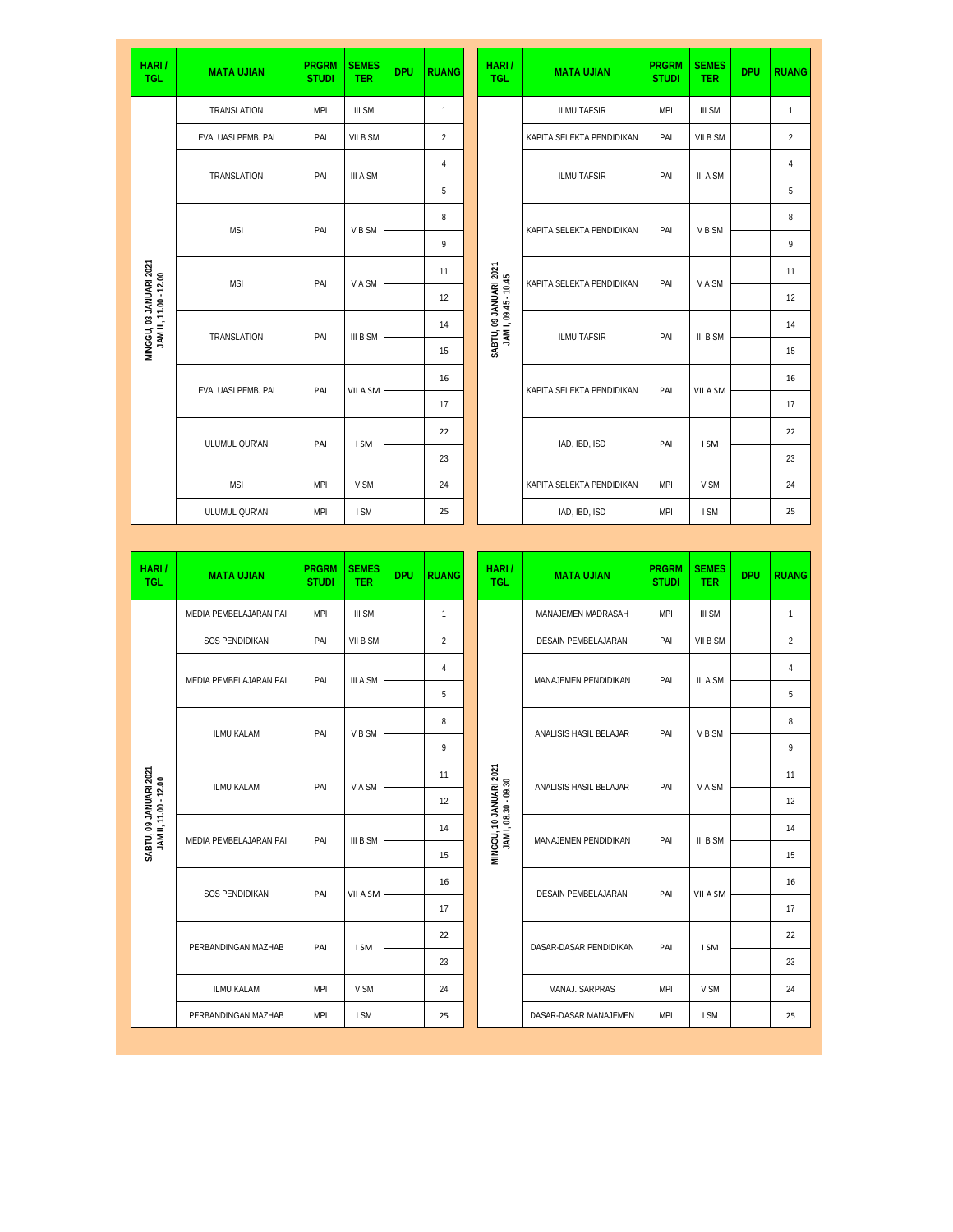| HARI / TGL | MATA UJIAN | PRGRM STUDI | SEMESTER | DPU | RUANG |
|---|---|---|---|---|---|
| MINGGU, 03 JANUARI 2021 JAM III, 11.00 - 12.00 | TRANSLATION | MPI | III SM | | 1 |
| | EVALUASI PEMB. PAI | PAI | VII B SM | | 2 |
| | TRANSLATION | PAI | III A SM | | 4 |
| | | | | | 5 |
| | MSI | PAI | V B SM | | 8 |
| | | | | | 9 |
| | MSI | PAI | V A SM | | 11 |
| | | | | | 12 |
| | TRANSLATION | PAI | III B SM | | 14 |
| | | | | | 15 |
| | EVALUASI PEMB. PAI | PAI | VII A SM | | 16 |
| | | | | | 17 |
| | ULUMUL QUR'AN | PAI | I SM | | 22 |
| | | | | | 23 |
| | MSI | MPI | V SM | | 24 |
| | ULUMUL QUR'AN | MPI | I SM | | 25 |

| HARI / TGL | MATA UJIAN | PRGRM STUDI | SEMESTER | DPU | RUANG |
|---|---|---|---|---|---|
| SABTU, 09 JANUARI 2021 JAM I, 09.45 - 10.45 | ILMU TAFSIR | MPI | III SM | | 1 |
| | KAPITA SELEKTA PENDIDIKAN | PAI | VII B SM | | 2 |
| | ILMU TAFSIR | PAI | III A SM | | 4 |
| | | | | | 5 |
| | KAPITA SELEKTA PENDIDIKAN | PAI | V B SM | | 8 |
| | | | | | 9 |
| | KAPITA SELEKTA PENDIDIKAN | PAI | V A SM | | 11 |
| | | | | | 12 |
| | ILMU TAFSIR | PAI | III B SM | | 14 |
| | | | | | 15 |
| | KAPITA SELEKTA PENDIDIKAN | PAI | VII A SM | | 16 |
| | | | | | 17 |
| | IAD, IBD, ISD | PAI | I SM | | 22 |
| | | | | | 23 |
| | KAPITA SELEKTA PENDIDIKAN | MPI | V SM | | 24 |
| | IAD, IBD, ISD | MPI | I SM | | 25 |

| HARI / TGL | MATA UJIAN | PRGRM STUDI | SEMESTER | DPU | RUANG |
|---|---|---|---|---|---|
| SABTU, 09 JANUARI 2021 JAM II, 11.00 - 12.00 | MEDIA PEMBELAJARAN PAI | MPI | III SM | | 1 |
| | SOS PENDIDIKAN | PAI | VII B SM | | 2 |
| | MEDIA PEMBELAJARAN PAI | PAI | III A SM | | 4 |
| | | | | | 5 |
| | ILMU KALAM | PAI | V B SM | | 8 |
| | | | | | 9 |
| | ILMU KALAM | PAI | V A SM | | 11 |
| | | | | | 12 |
| | MEDIA PEMBELAJARAN PAI | PAI | III B SM | | 14 |
| | | | | | 15 |
| | SOS PENDIDIKAN | PAI | VII A SM | | 16 |
| | | | | | 17 |
| | PERBANDINGAN MAZHAB | PAI | I SM | | 22 |
| | | | | | 23 |
| | ILMU KALAM | MPI | V SM | | 24 |
| | PERBANDINGAN MAZHAB | MPI | I SM | | 25 |

| HARI / TGL | MATA UJIAN | PRGRM STUDI | SEMESTER | DPU | RUANG |
|---|---|---|---|---|---|
| MINGGU, 10 JANUARI 2021 JAM I, 08.30 - 09.30 | MANAJEMEN MADRASAH | MPI | III SM | | 1 |
| | DESAIN PEMBELAJARAN | PAI | VII B SM | | 2 |
| | MANAJEMEN PENDIDIKAN | PAI | III A SM | | 4 |
| | | | | | 5 |
| | ANALISIS HASIL BELAJAR | PAI | V B SM | | 8 |
| | | | | | 9 |
| | ANALISIS HASIL BELAJAR | PAI | V A SM | | 11 |
| | | | | | 12 |
| | MANAJEMEN PENDIDIKAN | PAI | III B SM | | 14 |
| | | | | | 15 |
| | DESAIN PEMBELAJARAN | PAI | VII A SM | | 16 |
| | | | | | 17 |
| | DASAR-DASAR PENDIDIKAN | PAI | I SM | | 22 |
| | | | | | 23 |
| | MANAJ. SARPRAS | MPI | V SM | | 24 |
| | DASAR-DASAR MANAJEMEN | MPI | I SM | | 25 |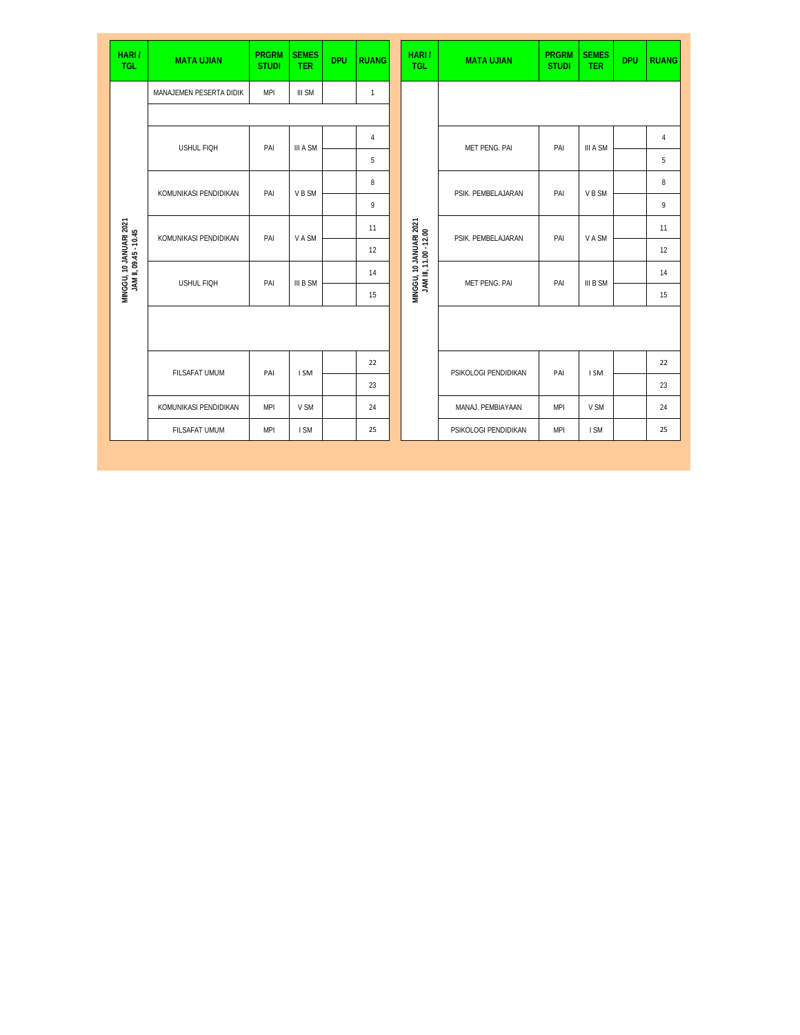| HARI / TGL | MATA UJIAN | PRGRM STUDI | SEMES TER | DPU | RUANG |
|---|---|---|---|---|---|
| MINGGU, 10 JANUARI 2021 JAM II, 09.45 - 10.45 | MANAJEMEN PESERTA DIDIK | MPI | III SM | | 1 |
| | | | | | |
| | USHUL FIQH | PAI | III A SM | | 4 |
| | | | | | 5 |
| | KOMUNIKASI PENDIDIKAN | PAI | V B SM | | 8 |
| | | | | | 9 |
| | KOMUNIKASI PENDIDIKAN | PAI | V A SM | | 11 |
| | | | | | 12 |
| | USHUL FIQH | PAI | III B SM | | 14 |
| | | | | | 15 |
| | | | | | |
| | FILSAFAT UMUM | PAI | I SM | | 22 |
| | | | | | 23 |
| | KOMUNIKASI PENDIDIKAN | MPI | V SM | | 24 |
| | FILSAFAT UMUM | MPI | I SM | | 25 |

| HARI / TGL | MATA UJIAN | PRGRM STUDI | SEMES TER | DPU | RUANG |
|---|---|---|---|---|---|
| MINGGU, 10 JANUARI 2021 JAM III, 11.00 - 12.00 | | | | | |
| | MET PENG. PAI | PAI | III A SM | | 4 |
| | | | | | 5 |
| | PSIK. PEMBELAJARAN | PAI | V B SM | | 8 |
| | | | | | 9 |
| | PSIK. PEMBELAJARAN | PAI | V A SM | | 11 |
| | | | | | 12 |
| | MET PENG. PAI | PAI | III B SM | | 14 |
| | | | | | 15 |
| | | | | | |
| | PSIKOLOGI PENDIDIKAN | PAI | I SM | | 22 |
| | | | | | 23 |
| | MANAJ. PEMBIAYAAN | MPI | V SM | | 24 |
| | PSIKOLOGI PENDIDIKAN | MPI | I SM | | 25 |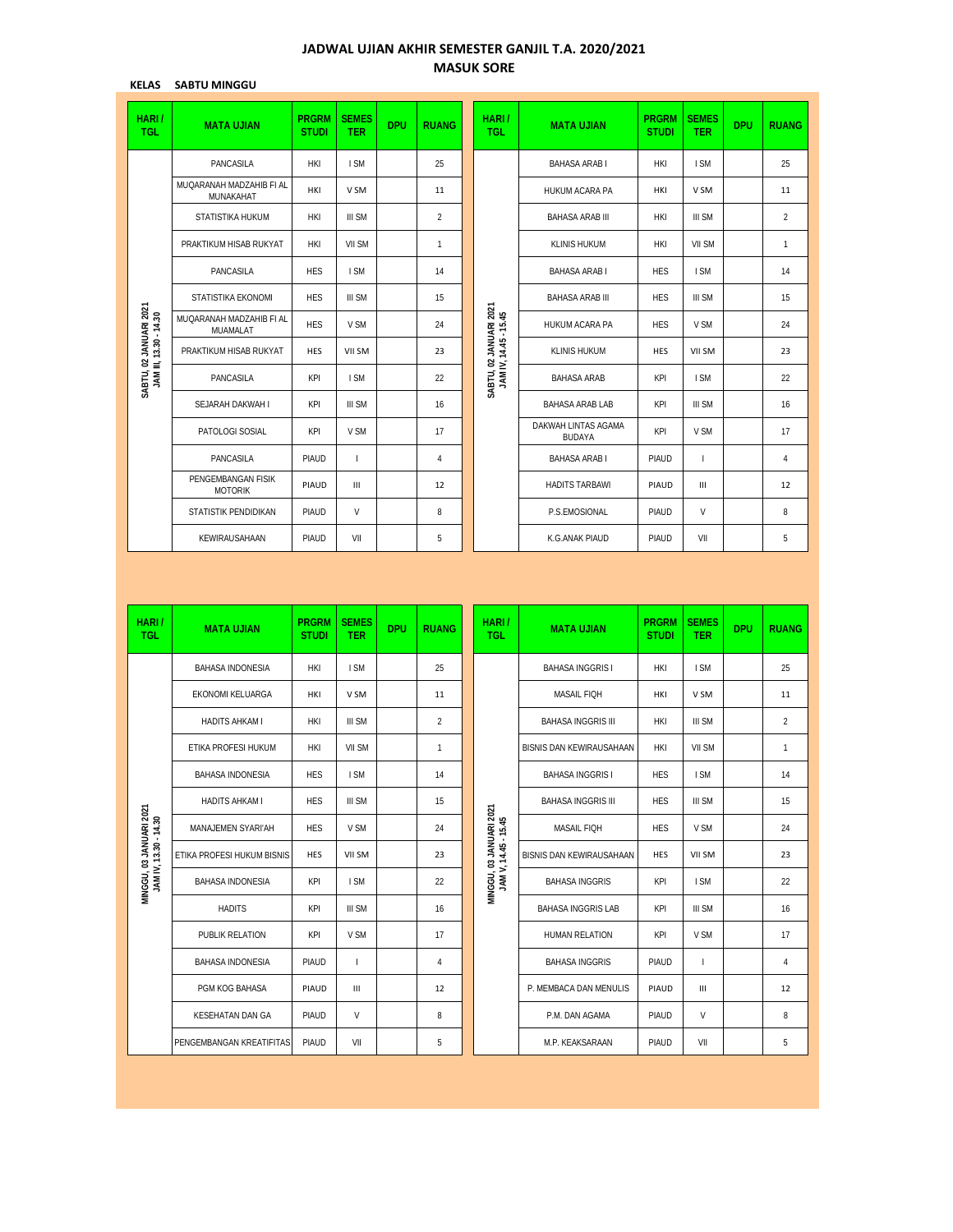# JADWAL UJIAN AKHIR SEMESTER GANJIL T.A. 2020/2021

## MASUK SORE

**KELAS SABTU MINGGU**

| HARI / TGL | MATA UJIAN | PRGRM STUDI | SEMES TER | DPU | RUANG |
|---|---|---|---|---|---|
| SABTU, 02 JANUARI 2021 JAM III, 13.30 - 14.30 | PANCASILA | HKI | I SM | | 25 |
| | MUQARANAH MADZAHIB FI AL MUNAKAHAT | HKI | V SM | | 11 |
| | STATISTIKA HUKUM | HKI | III SM | | 2 |
| | PRAKTIKUM HISAB RUKYAT | HKI | VII SM | | 1 |
| | PANCASILA | HES | I SM | | 14 |
| | STATISTIKA EKONOMI | HES | III SM | | 15 |
| | MUQARANAH MADZAHIB FI AL MUAMALAT | HES | V SM | | 24 |
| | PRAKTIKUM HISAB RUKYAT | HES | VII SM | | 23 |
| | PANCASILA | KPI | I SM | | 22 |
| | SEJARAH DAKWAH I | KPI | III SM | | 16 |
| | PATOLOGI SOSIAL | KPI | V SM | | 17 |
| | PANCASILA | PIAUD | I | | 4 |
| | PENGEMBANGAN FISIK MOTORIK | PIAUD | III | | 12 |
| | STATISTIK PENDIDIKAN | PIAUD | V | | 8 |
| | KEWIRAUSAHAAN | PIAUD | VII | | 5 |

| HARI / TGL | MATA UJIAN | PRGRM STUDI | SEMES TER | DPU | RUANG |
|---|---|---|---|---|---|
| SABTU, 02 JANUARI 2021 JAM IV, 14.45 - 15.45 | BAHASA ARAB I | HKI | I SM | | 25 |
| | HUKUM ACARA PA | HKI | V SM | | 11 |
| | BAHASA ARAB III | HKI | III SM | | 2 |
| | KLINIS HUKUM | HKI | VII SM | | 1 |
| | BAHASA ARAB I | HES | I SM | | 14 |
| | BAHASA ARAB III | HES | III SM | | 15 |
| | HUKUM ACARA PA | HES | V SM | | 24 |
| | KLINIS HUKUM | HES | VII SM | | 23 |
| | BAHASA ARAB | KPI | I SM | | 22 |
| | BAHASA ARAB LAB | KPI | III SM | | 16 |
| | DAKWAH LINTAS AGAMA BUDAYA | KPI | V SM | | 17 |
| | BAHASA ARAB I | PIAUD | I | | 4 |
| | HADITS TARBAWI | PIAUD | III | | 12 |
| | P.S.EMOSIONAL | PIAUD | V | | 8 |
| | K.G.ANAK PIAUD | PIAUD | VII | | 5 |

| HARI / TGL | MATA UJIAN | PRGRM STUDI | SEMES TER | DPU | RUANG |
|---|---|---|---|---|---|
| MINGGU, 03 JANUARI 2021 JAM IV, 13.30 - 14.30 | BAHASA INDONESIA | HKI | I SM | | 25 |
| | EKONOMI KELUARGA | HKI | V SM | | 11 |
| | HADITS AHKAM I | HKI | III SM | | 2 |
| | ETIKA PROFESI HUKUM | HKI | VII SM | | 1 |
| | BAHASA INDONESIA | HES | I SM | | 14 |
| | HADITS AHKAM I | HES | III SM | | 15 |
| | MANAJEMEN SYARI'AH | HES | V SM | | 24 |
| | ETIKA PROFESI HUKUM BISNIS | HES | VII SM | | 23 |
| | BAHASA INDONESIA | KPI | I SM | | 22 |
| | HADITS | KPI | III SM | | 16 |
| | PUBLIK RELATION | KPI | V SM | | 17 |
| | BAHASA INDONESIA | PIAUD | I | | 4 |
| | PGM KOG BAHASA | PIAUD | III | | 12 |
| | KESEHATAN DAN GA | PIAUD | V | | 8 |
| | PENGEMBANGAN KREATIFITAS | PIAUD | VII | | 5 |

| HARI / TGL | MATA UJIAN | PRGRM STUDI | SEMES TER | DPU | RUANG |
|---|---|---|---|---|---|
| MINGGU, 03 JANUARI 2021 JAM V, 14.45 - 15.45 | BAHASA INGGRIS I | HKI | I SM | | 25 |
| | MASAIL FIQH | HKI | V SM | | 11 |
| | BAHASA INGGRIS III | HKI | III SM | | 2 |
| | BISNIS DAN KEWIRAUSAHAAN | HKI | VII SM | | 1 |
| | BAHASA INGGRIS I | HES | I SM | | 14 |
| | BAHASA INGGRIS III | HES | III SM | | 15 |
| | MASAIL FIQH | HES | V SM | | 24 |
| | BISNIS DAN KEWIRAUSAHAAN | HES | VII SM | | 23 |
| | BAHASA INGGRIS | KPI | I SM | | 22 |
| | BAHASA INGGRIS LAB | KPI | III SM | | 16 |
| | HUMAN RELATION | KPI | V SM | | 17 |
| | BAHASA INGGRIS | PIAUD | I | | 4 |
| | P. MEMBACA DAN MENULIS | PIAUD | III | | 12 |
| | P.M. DAN AGAMA | PIAUD | V | | 8 |
| | M.P. KEAKSARAAN | PIAUD | VII | | 5 |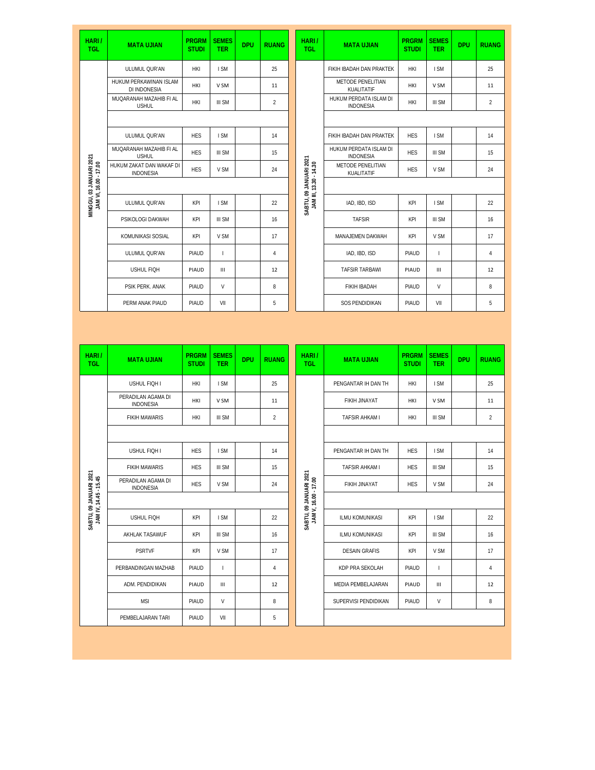| HARI / TGL | MATA UJIAN | PRGRM STUDI | SEMES TER | DPU | RUANG |
|---|---|---|---|---|---|
| MINGGU, 03 JANUARI 2021 JAM VI, 16.00 - 17.00 | ULUMUL QUR'AN | HKI | I SM | | 25 |
| | HUKUM PERKAWINAN ISLAM DI INDONESIA | HKI | V SM | | 11 |
| | MUQARANAH MAZAHIB FI AL USHUL | HKI | III SM | | 2 |
| | | | | | |
| | ULUMUL QUR'AN | HES | I SM | | 14 |
| | MUQARANAH MAZAHIB FI AL USHUL | HES | III SM | | 15 |
| | HUKUM ZAKAT DAN WAKAF DI INDONESIA | HES | V SM | | 24 |
| | | | | | |
| | ULUMUL QUR'AN | KPI | I SM | | 22 |
| | PSIKOLOGI DAKWAH | KPI | III SM | | 16 |
| | KOMUNIKASI SOSIAL | KPI | V SM | | 17 |
| | ULUMUL QUR'AN | PIAUD | I | | 4 |
| | USHUL FIQH | PIAUD | III | | 12 |
| | PSIK PERK. ANAK | PIAUD | V | | 8 |
| | PERM ANAK PIAUD | PIAUD | VII | | 5 |

| HARI / TGL | MATA UJIAN | PRGRM STUDI | SEMES TER | DPU | RUANG |
|---|---|---|---|---|---|
| SABTU, 09 JANUARI 2021 JAM III, 13.30 - 14.30 | FIKIH IBADAH DAN PRAKTEK | HKI | I SM | | 25 |
| | METODE PENELITIAN KUALITATIF | HKI | V SM | | 11 |
| | HUKUM PERDATA ISLAM DI INDONESIA | HKI | III SM | | 2 |
| | | | | | |
| | FIKIH IBADAH DAN PRAKTEK | HES | I SM | | 14 |
| | HUKUM PERDATA ISLAM DI INDONESIA | HES | III SM | | 15 |
| | METODE PENELITIAN KUALITATIF | HES | V SM | | 24 |
| | | | | | |
| | IAD, IBD, ISD | KPI | I SM | | 22 |
| | TAFSIR | KPI | III SM | | 16 |
| | MANAJEMEN DAKWAH | KPI | V SM | | 17 |
| | IAD, IBD, ISD | PIAUD | I | | 4 |
| | TAFSIR TARBAWI | PIAUD | III | | 12 |
| | FIKIH IBADAH | PIAUD | V | | 8 |
| | SOS PENDIDIKAN | PIAUD | VII | | 5 |

| HARI / TGL | MATA UJIAN | PRGRM STUDI | SEMES TER | DPU | RUANG |
|---|---|---|---|---|---|
| SABTU, 09 JANUARI 2021 JAM IV, 14.45 - 15.45 | USHUL FIQH I | HKI | I SM | | 25 |
| | PERADILAN AGAMA DI INDONESIA | HKI | V SM | | 11 |
| | FIKIH MAWARIS | HKI | III SM | | 2 |
| | | | | | |
| | USHUL FIQH I | HES | I SM | | 14 |
| | FIKIH MAWARIS | HES | III SM | | 15 |
| | PERADILAN AGAMA DI INDONESIA | HES | V SM | | 24 |
| | | | | | |
| | USHUL FIQH | KPI | I SM | | 22 |
| | AKHLAK TASAWUF | KPI | III SM | | 16 |
| | PSRTVF | KPI | V SM | | 17 |
| | PERBANDINGAN MAZHAB | PIAUD | I | | 4 |
| | ADM. PENDIDIKAN | PIAUD | III | | 12 |
| | MSI | PIAUD | V | | 8 |
| | PEMBELAJARAN TARI | PIAUD | VII | | 5 |

| HARI / TGL | MATA UJIAN | PRGRM STUDI | SEMES TER | DPU | RUANG |
|---|---|---|---|---|---|
| SABTU, 09 JANUARI 2021 JAM V, 16.00 - 17.00 | PENGANTAR IH DAN TH | HKI | I SM | | 25 |
| | FIKIH JINAYAT | HKI | V SM | | 11 |
| | TAFSIR AHKAM I | HKI | III SM | | 2 |
| | | | | | |
| | PENGANTAR IH DAN TH | HES | I SM | | 14 |
| | TAFSIR AHKAM I | HES | III SM | | 15 |
| | FIKIH JINAYAT | HES | V SM | | 24 |
| | | | | | |
| | ILMU KOMUNIKASI | KPI | I SM | | 22 |
| | ILMU KOMUNIKASI | KPI | III SM | | 16 |
| | DESAIN GRAFIS | KPI | V SM | | 17 |
| | KDP PRA SEKOLAH | PIAUD | I | | 4 |
| | MEDIA PEMBELAJARAN | PIAUD | III | | 12 |
| | SUPERVISI PENDIDIKAN | PIAUD | V | | 8 |
| | | | | | |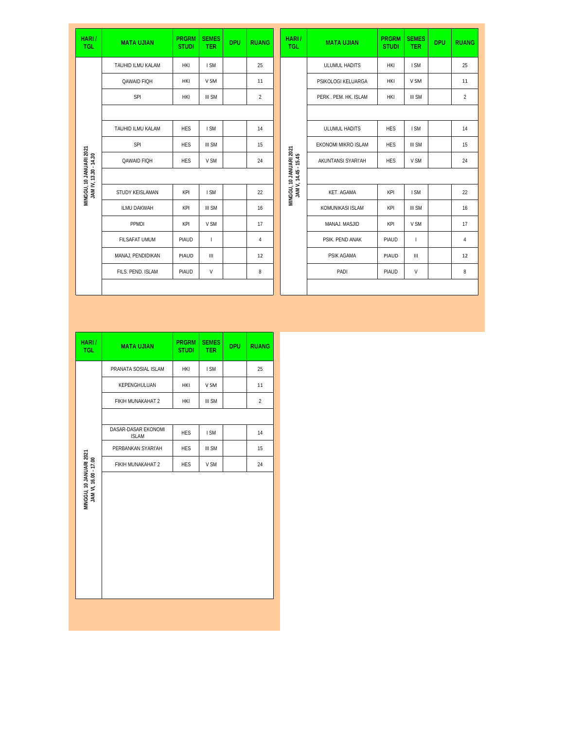| HARI / TGL | MATA UJIAN | PRGRM STUDI | SEMES TER | DPU | RUANG |
|---|---|---|---|---|---|
| MINGGU, 10 JANUARI 2021 JAM IV, 13.30 - 14.30 | TAUHID ILMU KALAM | HKI | I SM | | 25 |
| | QAWAID FIQH | HKI | V SM | | 11 |
| | SPI | HKI | III SM | | 2 |
| | | | | | |
| | TAUHID ILMU KALAM | HES | I SM | | 14 |
| | SPI | HES | III SM | | 15 |
| | QAWAID FIQH | HES | V SM | | 24 |
| | | | | | |
| | STUDY KEISLAMAN | KPI | I SM | | 22 |
| | ILMU DAKWAH | KPI | III SM | | 16 |
| | PPMDI | KPI | V SM | | 17 |
| | FILSAFAT UMUM | PIAUD | I | | 4 |
| | MANAJ. PENDIDIKAN | PIAUD | III | | 12 |
| | FILS. PEND. ISLAM | PIAUD | V | | 8 |
| | | | | | |

| HARI / TGL | MATA UJIAN | PRGRM STUDI | SEMES TER | DPU | RUANG |
|---|---|---|---|---|---|
| MINGGU, 10 JANUARI 2021 JAM V, 14.45 - 15.45 | ULUMUL HADITS | HKI | I SM | | 25 |
| | PSIKOLOGI KELUARGA | HKI | V SM | | 11 |
| | PERK . PEM. HK. ISLAM | HKI | III SM | | 2 |
| | | | | | |
| | ULUMUL HADITS | HES | I SM | | 14 |
| | EKONOMI MIKRO ISLAM | HES | III SM | | 15 |
| | AKUNTANSI SYARI'AH | HES | V SM | | 24 |
| | | | | | |
| | KET. AGAMA | KPI | I SM | | 22 |
| | KOMUNIKASI ISLAM | KPI | III SM | | 16 |
| | MANAJ. MASJID | KPI | V SM | | 17 |
| | PSIK. PEND ANAK | PIAUD | I | | 4 |
| | PSIK AGAMA | PIAUD | III | | 12 |
| | PADI | PIAUD | V | | 8 |
| | | | | | |

| HARI / TGL | MATA UJIAN | PRGRM STUDI | SEMES TER | DPU | RUANG |
|---|---|---|---|---|---|
| MINGGU, 10 JANUARI 2021 JAM VI, 16.00 - 17.00 | PRANATA SOSIAL ISLAM | HKI | I SM | | 25 |
| | KEPENGHULUAN | HKI | V SM | | 11 |
| | FIKIH MUNAKAHAT 2 | HKI | III SM | | 2 |
| | | | | | |
| | DASAR-DASAR EKONOMI ISLAM | HES | I SM | | 14 |
| | PERBANKAN SYARI'AH | HES | III SM | | 15 |
| | FIKIH MUNAKAHAT 2 | HES | V SM | | 24 |